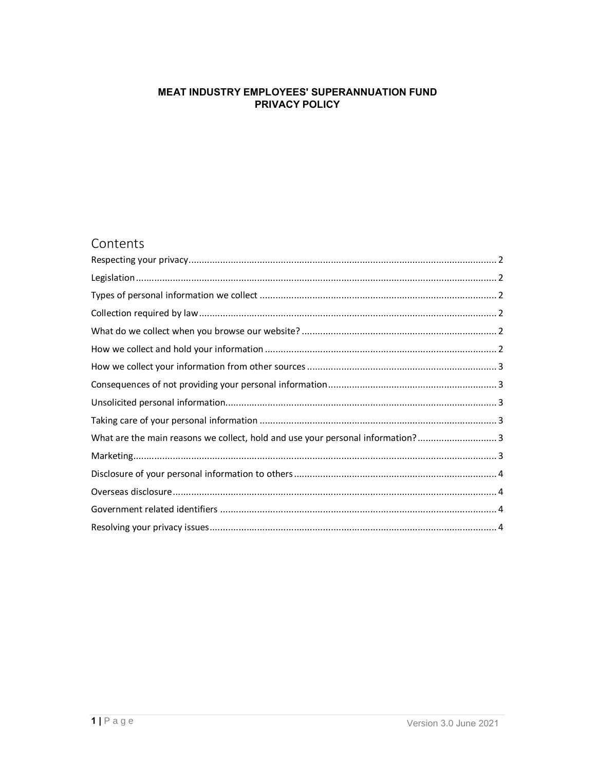# MEAT INDUSTRY EMPLOYEES' SUPERANNUATION FUND
# PRIVACY POLICY

## Contents

Respecting your privacy.................................................................................................................. 2

Legislation........................................................................................................................................ 2

Types of personal information we collect ..................................................................................... 2

Collection required by law.............................................................................................................. 2

What do we collect when you browse our website? ..................................................................... 2

How we collect and hold your information .................................................................................... 2

How we collect your information from other sources ................................................................... 3

Consequences of not providing your personal information........................................................... 3

Unsolicited personal information.................................................................................................... 3

Taking care of your personal information ...................................................................................... 3

What are the main reasons we collect, hold and use your personal information? ........................ 3

Marketing......................................................................................................................................... 3

Disclosure of your personal information to others ........................................................................ 4

Overseas disclosure ........................................................................................................................ 4

Government related identifiers ...................................................................................................... 4

Resolving your privacy issues.......................................................................................................... 4

Version 3.0 June 2021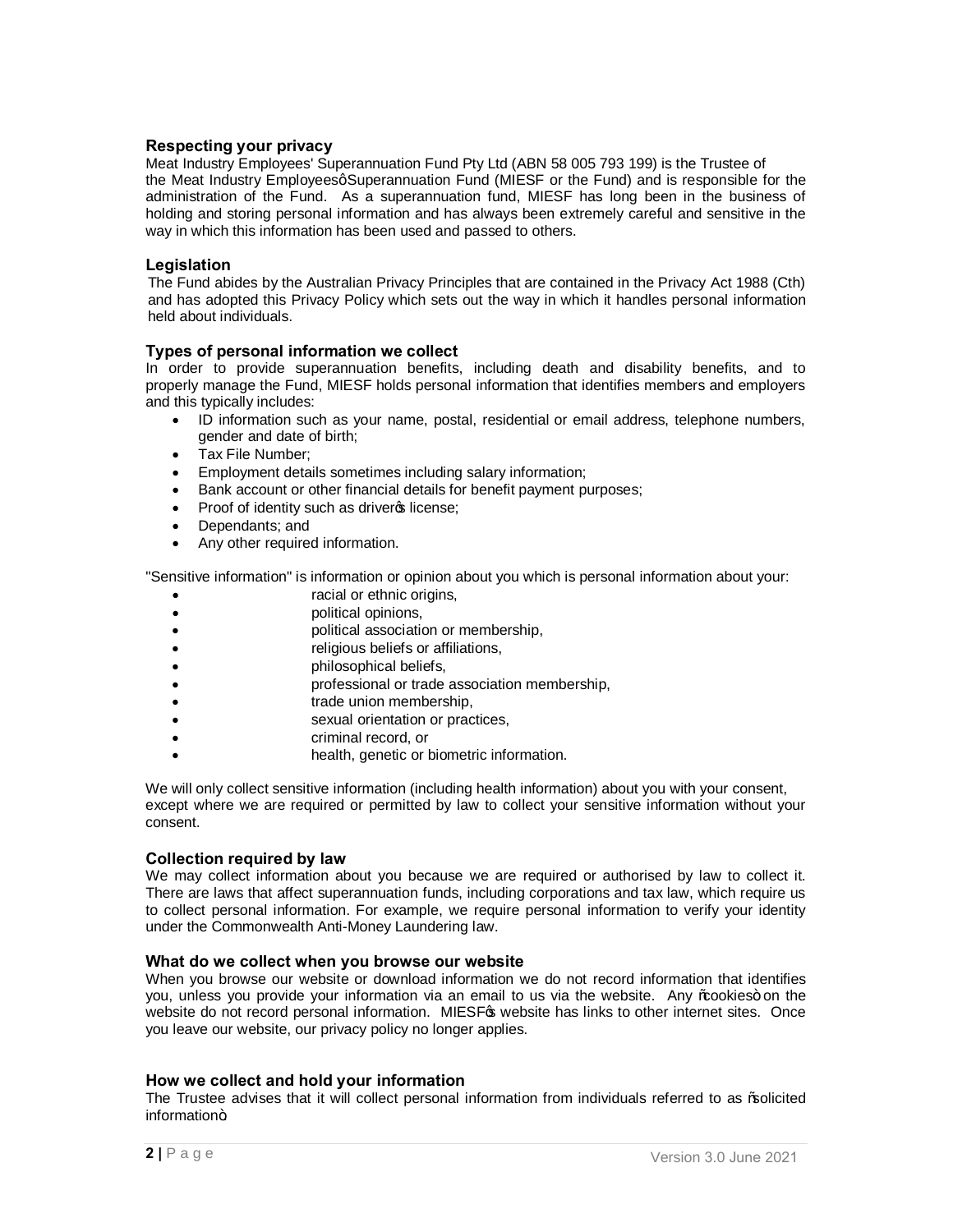### Respecting your privacy

Meat Industry Employees' Superannuation Fund Pty Ltd (ABN 58 005 793 199) is the Trustee of the Meat Industry Employeesô Superannuation Fund (MIESF or the Fund) and is responsible for the administration of the Fund. As a superannuation fund, MIESF has long been in the business of holding and storing personal information and has always been extremely careful and sensitive in the way in which this information has been used and passed to others.

### Legislation

The Fund abides by the Australian Privacy Principles that are contained in the Privacy Act 1988 (Cth) and has adopted this Privacy Policy which sets out the way in which it handles personal information held about individuals.

### Types of personal information we collect

In order to provide superannuation benefits, including death and disability benefits, and to properly manage the Fund, MIESF holds personal information that identifies members and employers and this typically includes:

- ID information such as your name, postal, residential or email address, telephone numbers, gender and date of birth;
- Tax File Number;
- Employment details sometimes including salary information;
- Bank account or other financial details for benefit payment purposes;
- Proof of identity such as driverφs license;
- Dependants; and
- Any other required information.

"Sensitive information" is information or opinion about you which is personal information about your:

- racial or ethnic origins,
- political opinions,
- political association or membership,
- religious beliefs or affiliations,
- philosophical beliefs,
- professional or trade association membership,
- trade union membership,
- sexual orientation or practices,
- criminal record, or
- health, genetic or biometric information.

We will only collect sensitive information (including health information) about you with your consent, except where we are required or permitted by law to collect your sensitive information without your consent.

### Collection required by law

We may collect information about you because we are required or authorised by law to collect it. There are laws that affect superannuation funds, including corporations and tax law, which require us to collect personal information. For example, we require personal information to verify your identity under the Commonwealth Anti-Money Laundering law.

### What do we collect when you browse our website

When you browse our website or download information we do not record information that identifies you, unless you provide your information via an email to us via the website. Any "cookies" on the website do not record personal information. MIESFφs website has links to other internet sites. Once you leave our website, our privacy policy no longer applies.

### How we collect and hold your information

The Trustee advises that it will collect personal information from individuals referred to as "solicited information":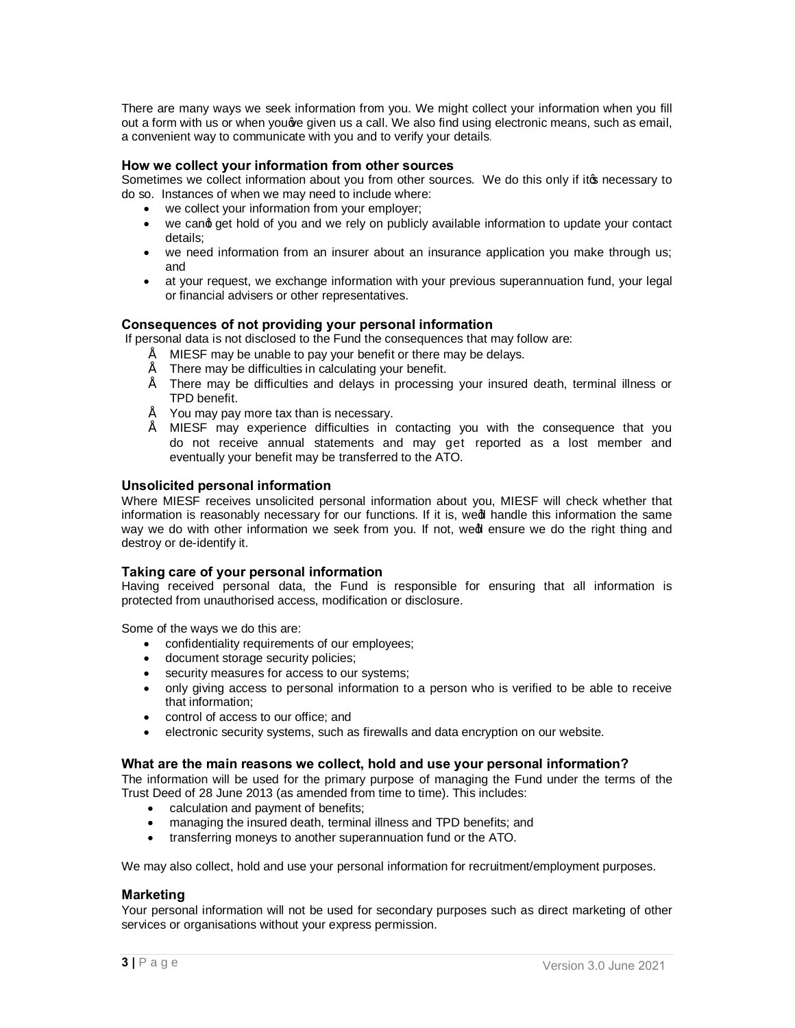There are many ways we seek information from you. We might collect your information when you fill out a form with us or when you've given us a call. We also find using electronic means, such as email, a convenient way to communicate with you and to verify your details.

### How we collect your information from other sources

Sometimes we collect information about you from other sources. We do this only if it's necessary to do so. Instances of when we may need to include where:

- we collect your information from your employer;
- we can't get hold of you and we rely on publicly available information to update your contact details;
- we need information from an insurer about an insurance application you make through us; and
- at your request, we exchange information with your previous superannuation fund, your legal or financial advisers or other representatives.

### Consequences of not providing your personal information

If personal data is not disclosed to the Fund the consequences that may follow are:

- MIESF may be unable to pay your benefit or there may be delays.
- There may be difficulties in calculating your benefit.
- There may be difficulties and delays in processing your insured death, terminal illness or TPD benefit.
- You may pay more tax than is necessary.
- MIESF may experience difficulties in contacting you with the consequence that you do not receive annual statements and may get reported as a lost member and eventually your benefit may be transferred to the ATO.

### Unsolicited personal information

Where MIESF receives unsolicited personal information about you, MIESF will check whether that information is reasonably necessary for our functions. If it is, we'll handle this information the same way we do with other information we seek from you. If not, we'll ensure we do the right thing and destroy or de-identify it.

### Taking care of your personal information

Having received personal data, the Fund is responsible for ensuring that all information is protected from unauthorised access, modification or disclosure.

Some of the ways we do this are:

- confidentiality requirements of our employees;
- document storage security policies;
- security measures for access to our systems;
- only giving access to personal information to a person who is verified to be able to receive that information;
- control of access to our office; and
- electronic security systems, such as firewalls and data encryption on our website.

### What are the main reasons we collect, hold and use your personal information?

The information will be used for the primary purpose of managing the Fund under the terms of the Trust Deed of 28 June 2013 (as amended from time to time). This includes:

- calculation and payment of benefits;
- managing the insured death, terminal illness and TPD benefits; and
- transferring moneys to another superannuation fund or the ATO.

We may also collect, hold and use your personal information for recruitment/employment purposes.

### Marketing

Your personal information will not be used for secondary purposes such as direct marketing of other services or organisations without your express permission.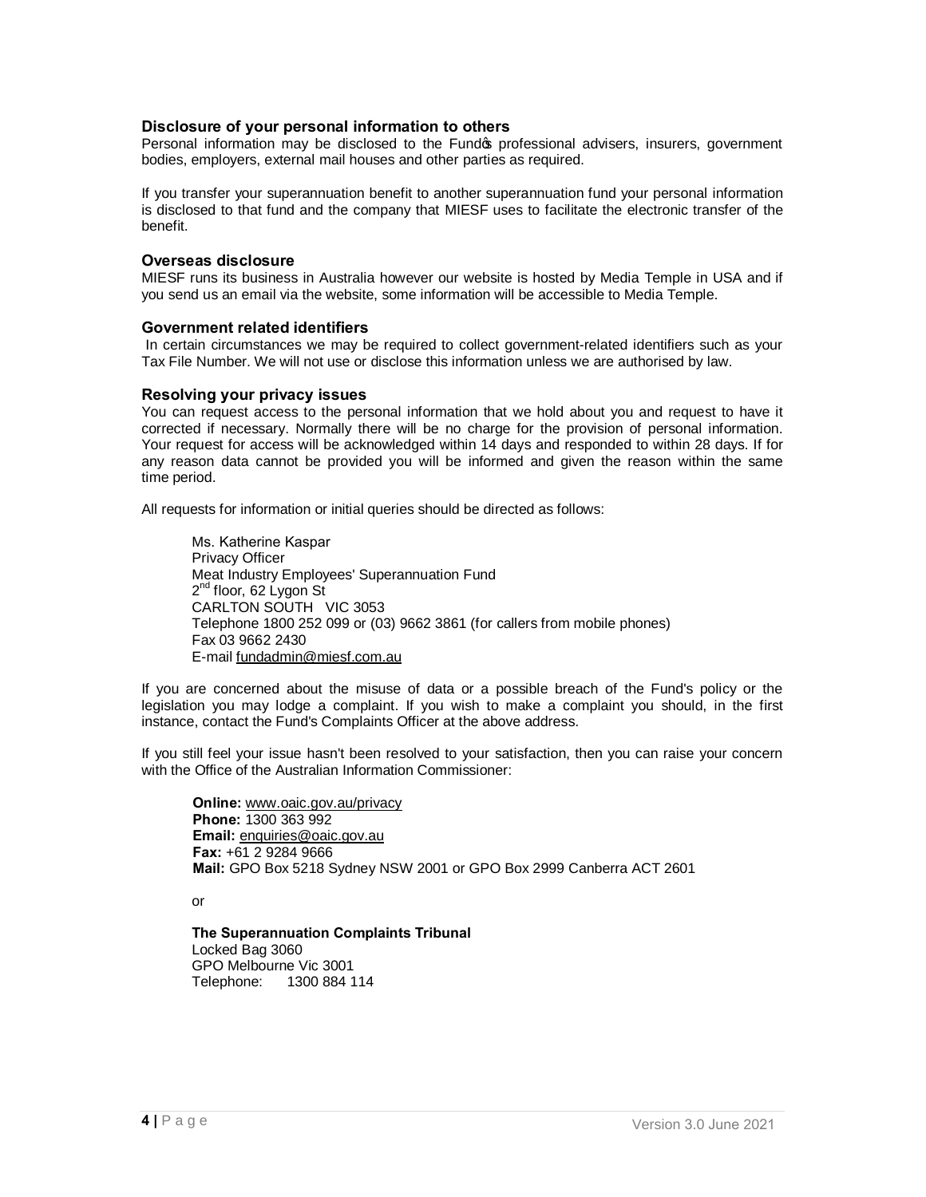### Disclosure of your personal information to others

Personal information may be disclosed to the Fund's professional advisers, insurers, government bodies, employers, external mail houses and other parties as required.

If you transfer your superannuation benefit to another superannuation fund your personal information is disclosed to that fund and the company that MIESF uses to facilitate the electronic transfer of the benefit.

### Overseas disclosure

MIESF runs its business in Australia however our website is hosted by Media Temple in USA and if you send us an email via the website, some information will be accessible to Media Temple.

### Government related identifiers

In certain circumstances we may be required to collect government-related identifiers such as your Tax File Number. We will not use or disclose this information unless we are authorised by law.

### Resolving your privacy issues

You can request access to the personal information that we hold about you and request to have it corrected if necessary. Normally there will be no charge for the provision of personal information. Your request for access will be acknowledged within 14 days and responded to within 28 days. If for any reason data cannot be provided you will be informed and given the reason within the same time period.

All requests for information or initial queries should be directed as follows:

Ms. Katherine Kaspar
Privacy Officer
Meat Industry Employees' Superannuation Fund
2nd floor, 62 Lygon St
CARLTON SOUTH VIC 3053
Telephone 1800 252 099 or (03) 9662 3861 (for callers from mobile phones)
Fax 03 9662 2430
E-mail fundadmin@miesf.com.au

If you are concerned about the misuse of data or a possible breach of the Fund's policy or the legislation you may lodge a complaint. If you wish to make a complaint you should, in the first instance, contact the Fund's Complaints Officer at the above address.

If you still feel your issue hasn't been resolved to your satisfaction, then you can raise your concern with the Office of the Australian Information Commissioner:

**Online:** www.oaic.gov.au/privacy
**Phone:** 1300 363 992
**Email:** enquiries@oaic.gov.au
**Fax:** +61 2 9284 9666
**Mail:** GPO Box 5218 Sydney NSW 2001 or GPO Box 2999 Canberra ACT 2601

or

**The Superannuation Complaints Tribunal**
Locked Bag 3060
GPO Melbourne Vic 3001
Telephone: 1300 884 114